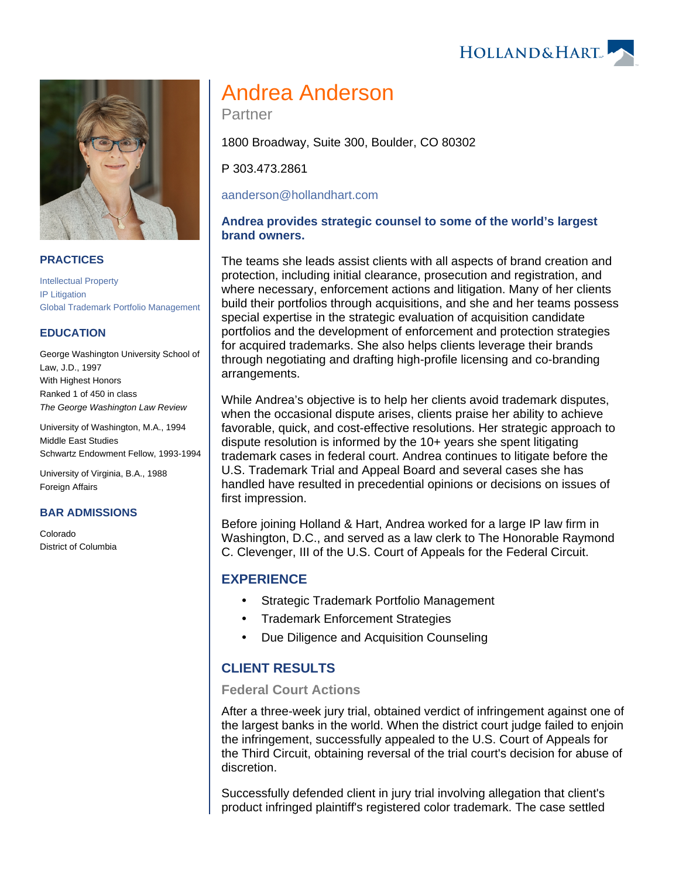# Andrea Anderson

Partner

1800 Broadway, Suite 300, Boulder, CO 80302

P 303.473.2861

aanderson@hollandhart.com

## PRACTICES

Intellectual Property
IP Litigation
Global Trademark Portfolio Management

## EDUCATION

George Washington University School of Law, J.D., 1997
With Highest Honors
Ranked 1 of 450 in class
*The George Washington Law Review*

University of Washington, M.A., 1994
Middle East Studies
Schwartz Endowment Fellow, 1993-1994

University of Virginia, B.A., 1988
Foreign Affairs

## BAR ADMISSIONS

Colorado
District of Columbia

**Andrea provides strategic counsel to some of the world's largest brand owners.**

The teams she leads assist clients with all aspects of brand creation and protection, including initial clearance, prosecution and registration, and where necessary, enforcement actions and litigation. Many of her clients build their portfolios through acquisitions, and she and her teams possess special expertise in the strategic evaluation of acquisition candidate portfolios and the development of enforcement and protection strategies for acquired trademarks. She also helps clients leverage their brands through negotiating and drafting high-profile licensing and co-branding arrangements.

While Andrea's objective is to help her clients avoid trademark disputes, when the occasional dispute arises, clients praise her ability to achieve favorable, quick, and cost-effective resolutions. Her strategic approach to dispute resolution is informed by the 10+ years she spent litigating trademark cases in federal court. Andrea continues to litigate before the U.S. Trademark Trial and Appeal Board and several cases she has handled have resulted in precedential opinions or decisions on issues of first impression.

Before joining Holland & Hart, Andrea worked for a large IP law firm in Washington, D.C., and served as a law clerk to The Honorable Raymond C. Clevenger, III of the U.S. Court of Appeals for the Federal Circuit.

## EXPERIENCE

- Strategic Trademark Portfolio Management
- Trademark Enforcement Strategies
- Due Diligence and Acquisition Counseling

## CLIENT RESULTS

### Federal Court Actions

After a three-week jury trial, obtained verdict of infringement against one of the largest banks in the world. When the district court judge failed to enjoin the infringement, successfully appealed to the U.S. Court of Appeals for the Third Circuit, obtaining reversal of the trial court's decision for abuse of discretion.

Successfully defended client in jury trial involving allegation that client's product infringed plaintiff's registered color trademark. The case settled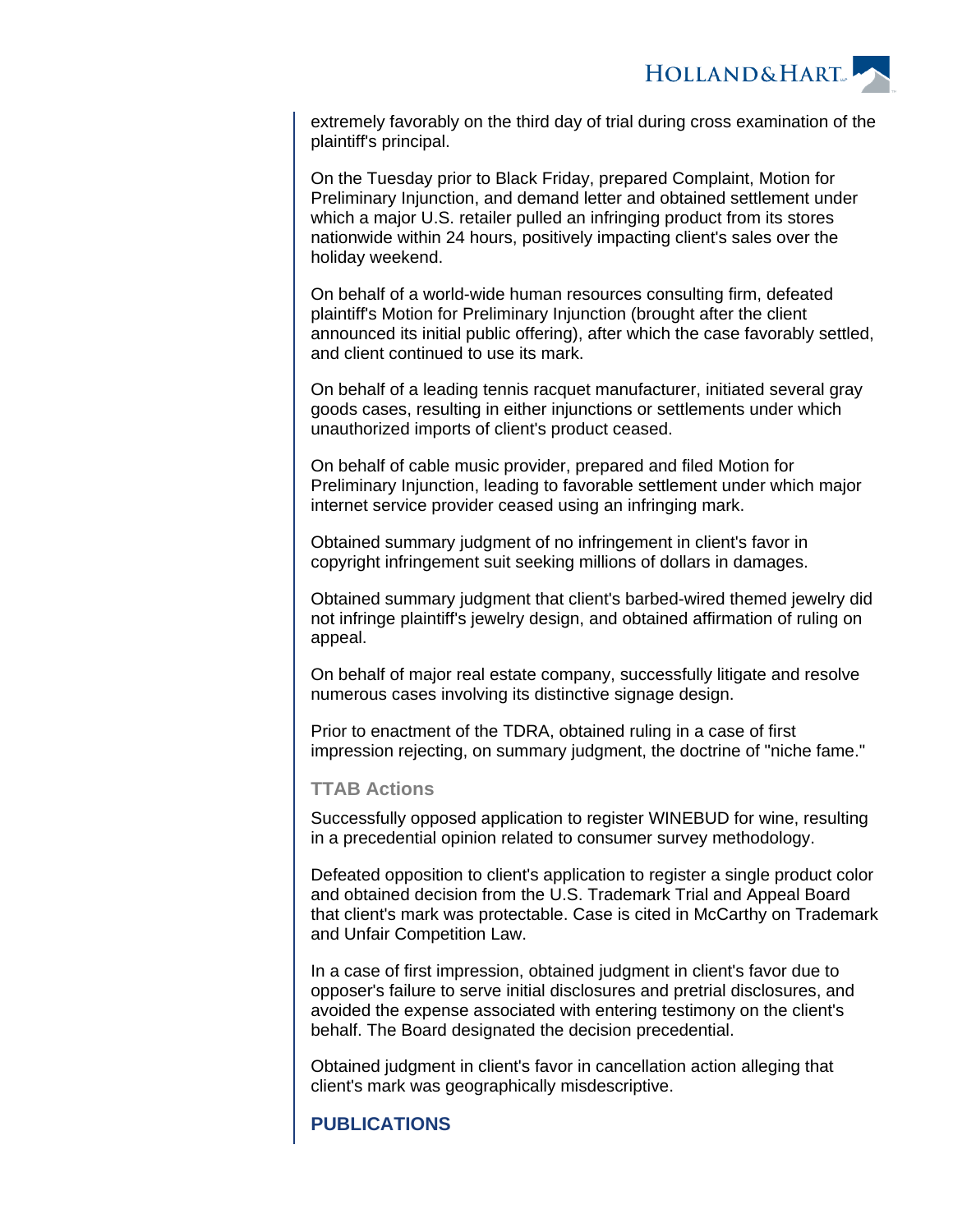extremely favorably on the third day of trial during cross examination of the plaintiff's principal.

On the Tuesday prior to Black Friday, prepared Complaint, Motion for Preliminary Injunction, and demand letter and obtained settlement under which a major U.S. retailer pulled an infringing product from its stores nationwide within 24 hours, positively impacting client's sales over the holiday weekend.

On behalf of a world-wide human resources consulting firm, defeated plaintiff's Motion for Preliminary Injunction (brought after the client announced its initial public offering), after which the case favorably settled, and client continued to use its mark.

On behalf of a leading tennis racquet manufacturer, initiated several gray goods cases, resulting in either injunctions or settlements under which unauthorized imports of client's product ceased.

On behalf of cable music provider, prepared and filed Motion for Preliminary Injunction, leading to favorable settlement under which major internet service provider ceased using an infringing mark.

Obtained summary judgment of no infringement in client's favor in copyright infringement suit seeking millions of dollars in damages.

Obtained summary judgment that client's barbed-wired themed jewelry did not infringe plaintiff's jewelry design, and obtained affirmation of ruling on appeal.

On behalf of major real estate company, successfully litigate and resolve numerous cases involving its distinctive signage design.

Prior to enactment of the TDRA, obtained ruling in a case of first impression rejecting, on summary judgment, the doctrine of "niche fame."

### TTAB Actions

Successfully opposed application to register WINEBUD for wine, resulting in a precedential opinion related to consumer survey methodology.

Defeated opposition to client's application to register a single product color and obtained decision from the U.S. Trademark Trial and Appeal Board that client's mark was protectable. Case is cited in McCarthy on Trademark and Unfair Competition Law.

In a case of first impression, obtained judgment in client's favor due to opposer's failure to serve initial disclosures and pretrial disclosures, and avoided the expense associated with entering testimony on the client's behalf. The Board designated the decision precedential.

Obtained judgment in client's favor in cancellation action alleging that client's mark was geographically misdescriptive.

## PUBLICATIONS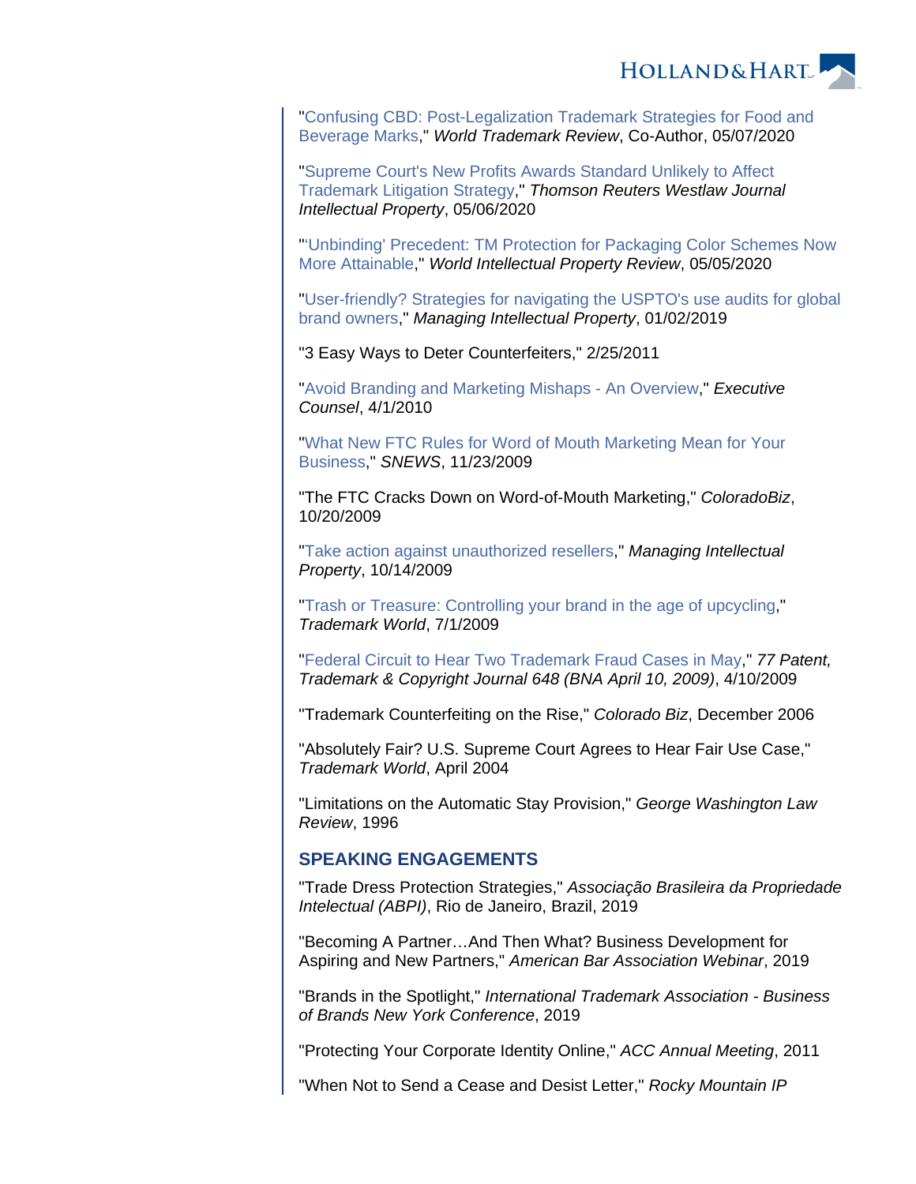"Confusing CBD: Post-Legalization Trademark Strategies for Food and Beverage Marks," *World Trademark Review*, Co-Author, 05/07/2020

"Supreme Court's New Profits Awards Standard Unlikely to Affect Trademark Litigation Strategy," *Thomson Reuters Westlaw Journal Intellectual Property*, 05/06/2020

"'Unbinding' Precedent: TM Protection for Packaging Color Schemes Now More Attainable," *World Intellectual Property Review*, 05/05/2020

"User-friendly? Strategies for navigating the USPTO's use audits for global brand owners," *Managing Intellectual Property*, 01/02/2019

"3 Easy Ways to Deter Counterfeiters," 2/25/2011

"Avoid Branding and Marketing Mishaps - An Overview," *Executive Counsel*, 4/1/2010

"What New FTC Rules for Word of Mouth Marketing Mean for Your Business," *SNEWS*, 11/23/2009

"The FTC Cracks Down on Word-of-Mouth Marketing," *ColoradoBiz*, 10/20/2009

"Take action against unauthorized resellers," *Managing Intellectual Property*, 10/14/2009

"Trash or Treasure: Controlling your brand in the age of upcycling," *Trademark World*, 7/1/2009

"Federal Circuit to Hear Two Trademark Fraud Cases in May," *77 Patent, Trademark & Copyright Journal 648 (BNA April 10, 2009)*, 4/10/2009

"Trademark Counterfeiting on the Rise," *Colorado Biz*, December 2006

"Absolutely Fair? U.S. Supreme Court Agrees to Hear Fair Use Case," *Trademark World*, April 2004

"Limitations on the Automatic Stay Provision," *George Washington Law Review*, 1996

## SPEAKING ENGAGEMENTS

"Trade Dress Protection Strategies," *Associação Brasileira da Propriedade Intelectual (ABPI)*, Rio de Janeiro, Brazil, 2019

"Becoming A Partner…And Then What? Business Development for Aspiring and New Partners," *American Bar Association Webinar*, 2019

"Brands in the Spotlight," *International Trademark Association - Business of Brands New York Conference*, 2019

"Protecting Your Corporate Identity Online," *ACC Annual Meeting*, 2011

"When Not to Send a Cease and Desist Letter," *Rocky Mountain IP*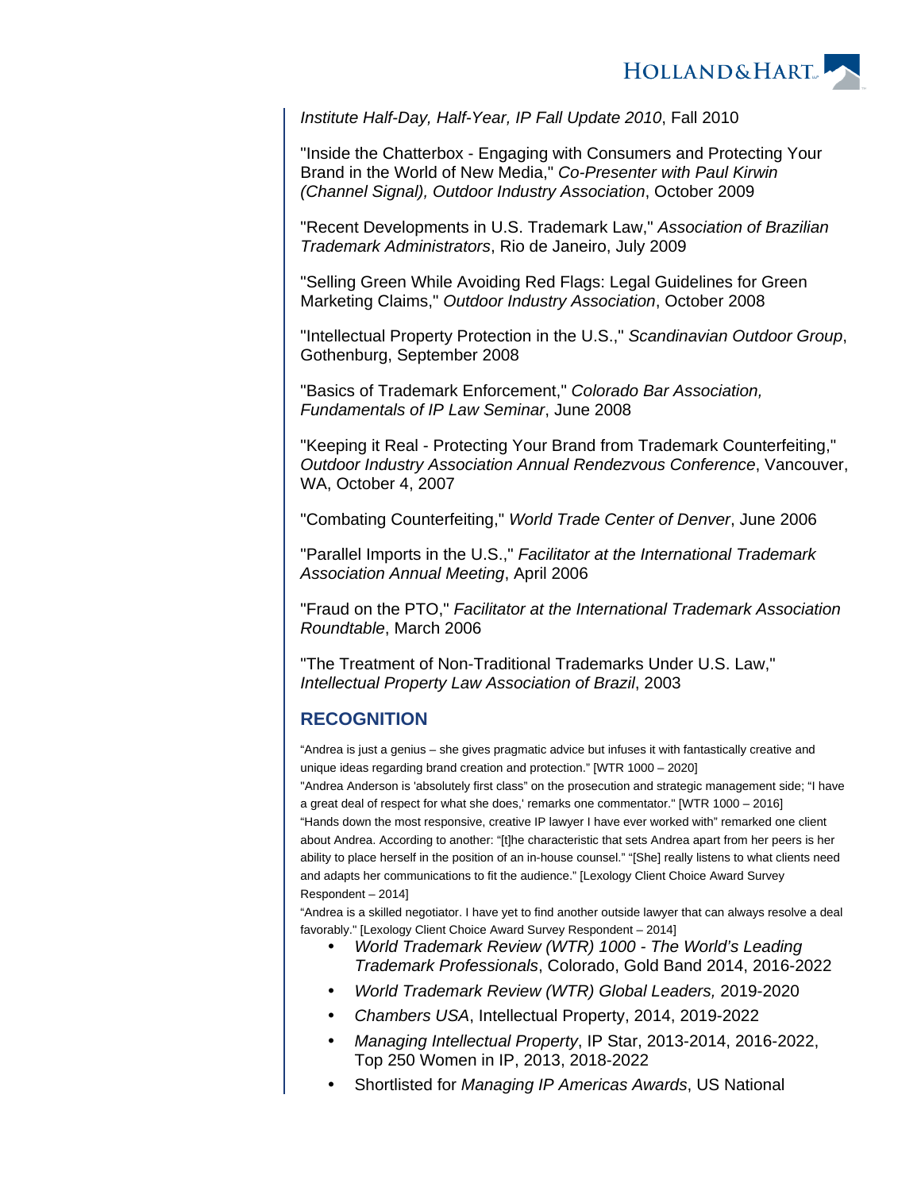*Institute Half-Day, Half-Year, IP Fall Update 2010*, Fall 2010

"Inside the Chatterbox - Engaging with Consumers and Protecting Your Brand in the World of New Media," *Co-Presenter with Paul Kirwin (Channel Signal), Outdoor Industry Association*, October 2009

"Recent Developments in U.S. Trademark Law," *Association of Brazilian Trademark Administrators*, Rio de Janeiro, July 2009

"Selling Green While Avoiding Red Flags: Legal Guidelines for Green Marketing Claims," *Outdoor Industry Association*, October 2008

"Intellectual Property Protection in the U.S.," *Scandinavian Outdoor Group*, Gothenburg, September 2008

"Basics of Trademark Enforcement," *Colorado Bar Association, Fundamentals of IP Law Seminar*, June 2008

"Keeping it Real - Protecting Your Brand from Trademark Counterfeiting," *Outdoor Industry Association Annual Rendezvous Conference*, Vancouver, WA, October 4, 2007

"Combating Counterfeiting," *World Trade Center of Denver*, June 2006

"Parallel Imports in the U.S.," *Facilitator at the International Trademark Association Annual Meeting*, April 2006

"Fraud on the PTO," *Facilitator at the International Trademark Association Roundtable*, March 2006

"The Treatment of Non-Traditional Trademarks Under U.S. Law," *Intellectual Property Law Association of Brazil*, 2003

## RECOGNITION

"Andrea is just a genius – she gives pragmatic advice but infuses it with fantastically creative and unique ideas regarding brand creation and protection." [WTR 1000 – 2020]

"Andrea Anderson is 'absolutely first class" on the prosecution and strategic management side; "I have a great deal of respect for what she does,' remarks one commentator." [WTR 1000 – 2016]

"Hands down the most responsive, creative IP lawyer I have ever worked with" remarked one client about Andrea. According to another: "[t]he characteristic that sets Andrea apart from her peers is her ability to place herself in the position of an in-house counsel." "[She] really listens to what clients need and adapts her communications to fit the audience." [Lexology Client Choice Award Survey Respondent – 2014]

"Andrea is a skilled negotiator. I have yet to find another outside lawyer that can always resolve a deal favorably." [Lexology Client Choice Award Survey Respondent – 2014]

- *World Trademark Review (WTR) 1000 - The World's Leading Trademark Professionals*, Colorado, Gold Band 2014, 2016-2022
- *World Trademark Review (WTR) Global Leaders,* 2019-2020
- *Chambers USA*, Intellectual Property, 2014, 2019-2022
- *Managing Intellectual Property*, IP Star, 2013-2014, 2016-2022, Top 250 Women in IP, 2013, 2018-2022
- Shortlisted for *Managing IP Americas Awards*, US National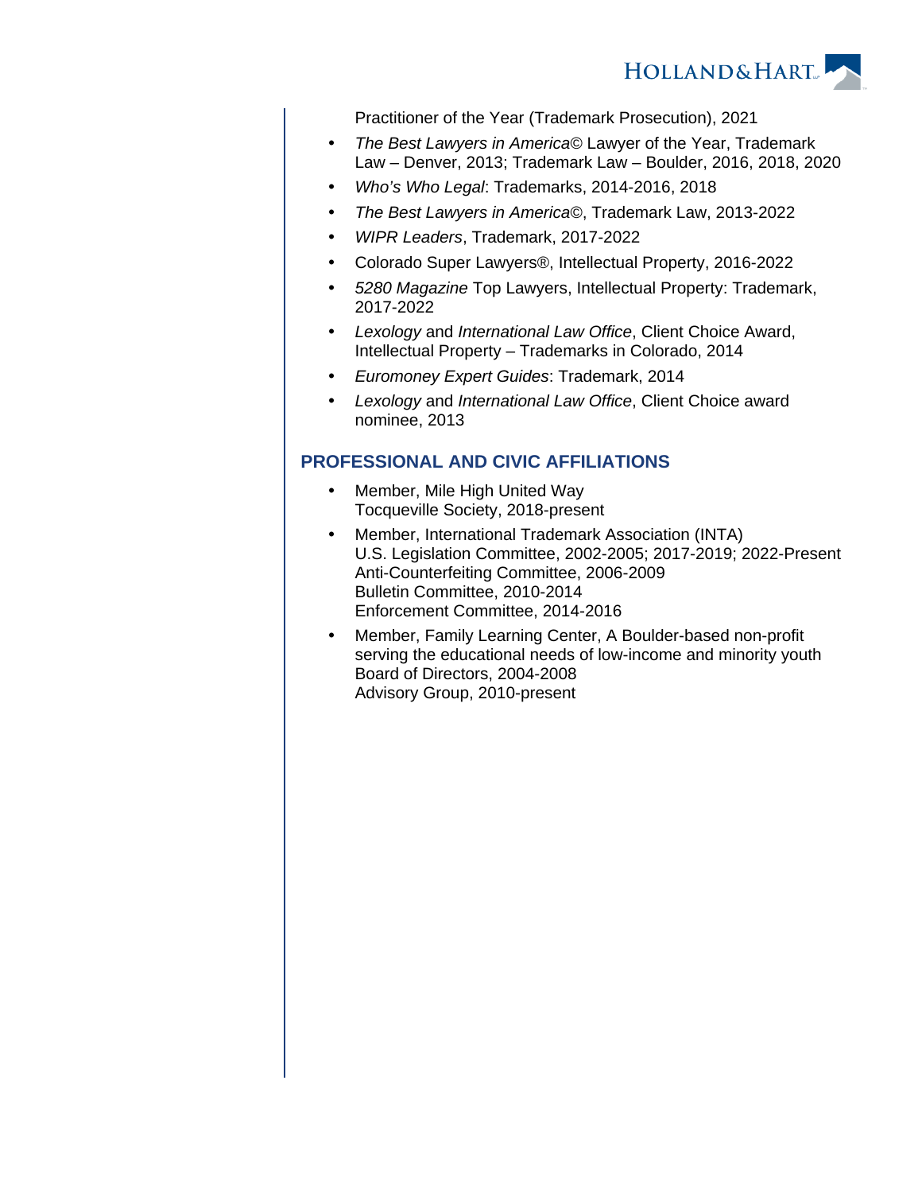Practitioner of the Year (Trademark Prosecution), 2021

- *The Best Lawyers in America©* Lawyer of the Year, Trademark Law – Denver, 2013; Trademark Law – Boulder, 2016, 2018, 2020
- *Who's Who Legal*: Trademarks, 2014-2016, 2018
- *The Best Lawyers in America©*, Trademark Law, 2013-2022
- *WIPR Leaders*, Trademark, 2017-2022
- Colorado Super Lawyers®, Intellectual Property, 2016-2022
- *5280 Magazine* Top Lawyers, Intellectual Property: Trademark, 2017-2022
- *Lexology* and *International Law Office*, Client Choice Award, Intellectual Property – Trademarks in Colorado, 2014
- *Euromoney Expert Guides*: Trademark, 2014
- *Lexology* and *International Law Office*, Client Choice award nominee, 2013

## PROFESSIONAL AND CIVIC AFFILIATIONS

- Member, Mile High United Way
  Tocqueville Society, 2018-present
- Member, International Trademark Association (INTA)
  U.S. Legislation Committee, 2002-2005; 2017-2019; 2022-Present
  Anti-Counterfeiting Committee, 2006-2009
  Bulletin Committee, 2010-2014
  Enforcement Committee, 2014-2016
- Member, Family Learning Center, A Boulder-based non-profit serving the educational needs of low-income and minority youth
  Board of Directors, 2004-2008
  Advisory Group, 2010-present